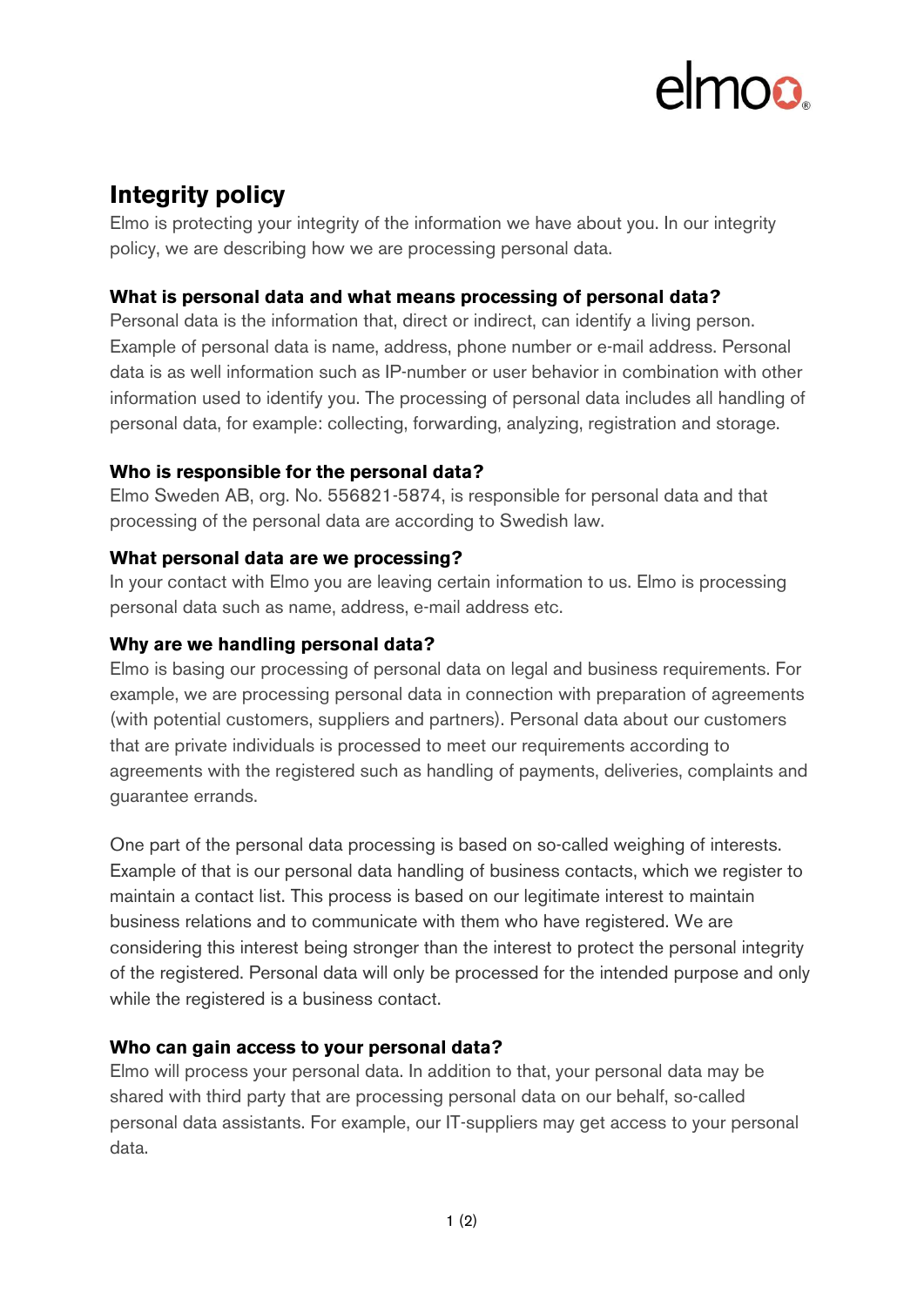# Integrity policy

Elmo is protecting your integrity of the information we have about you. In our integrity policy, we are describing how we are processing personal data.

### What is personal data and what means processing of personal data?

Personal data is the information that, direct or indirect, can identify a living person. Example of personal data is name, address, phone number or e-mail address. Personal data is as well information such as IP-number or user behavior in combination with other information used to identify you. The processing of personal data includes all handling of personal data, for example: collecting, forwarding, analyzing, registration and storage.

### Who is responsible for the personal data?

Elmo Sweden AB, org. No. 556821-5874, is responsible for personal data and that processing of the personal data are according to Swedish law.

### What personal data are we processing?

In your contact with Elmo you are leaving certain information to us. Elmo is processing personal data such as name, address, e-mail address etc.

### Why are we handling personal data?

Elmo is basing our processing of personal data on legal and business requirements. For example, we are processing personal data in connection with preparation of agreements (with potential customers, suppliers and partners). Personal data about our customers that are private individuals is processed to meet our requirements according to agreements with the registered such as handling of payments, deliveries, complaints and guarantee errands.

One part of the personal data processing is based on so-called weighing of interests. Example of that is our personal data handling of business contacts, which we register to maintain a contact list. This process is based on our legitimate interest to maintain business relations and to communicate with them who have registered. We are considering this interest being stronger than the interest to protect the personal integrity of the registered. Personal data will only be processed for the intended purpose and only while the registered is a business contact.

### Who can gain access to your personal data?

Elmo will process your personal data. In addition to that, your personal data may be shared with third party that are processing personal data on our behalf, so-called personal data assistants. For example, our IT-suppliers may get access to your personal data.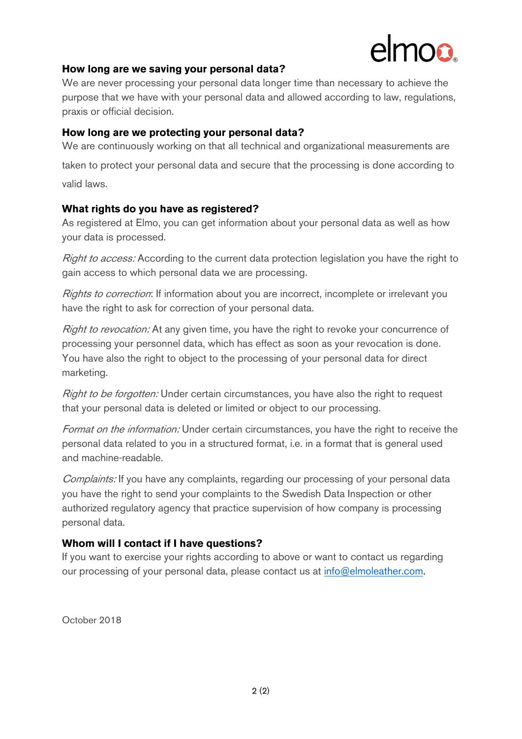### How long are we saving your personal data?

We are never processing your personal data longer time than necessary to achieve the purpose that we have with your personal data and allowed according to law, regulations, praxis or official decision.

### How long are we protecting your personal data?

We are continuously working on that all technical and organizational measurements are taken to protect your personal data and secure that the processing is done according to valid laws.

### What rights do you have as registered?

As registered at Elmo, you can get information about your personal data as well as how your data is processed.

*Right to access:* According to the current data protection legislation you have the right to gain access to which personal data we are processing.

*Rights to correction*: If information about you are incorrect, incomplete or irrelevant you have the right to ask for correction of your personal data.

*Right to revocation:* At any given time, you have the right to revoke your concurrence of processing your personnel data, which has effect as soon as your revocation is done. You have also the right to object to the processing of your personal data for direct marketing.

*Right to be forgotten:* Under certain circumstances, you have also the right to request that your personal data is deleted or limited or object to our processing.

*Format on the information:* Under certain circumstances, you have the right to receive the personal data related to you in a structured format, i.e. in a format that is general used and machine-readable.

*Complaints:* If you have any complaints, regarding our processing of your personal data you have the right to send your complaints to the Swedish Data Inspection or other authorized regulatory agency that practice supervision of how company is processing personal data.

### Whom will I contact if I have questions?

If you want to exercise your rights according to above or want to contact us regarding our processing of your personal data, please contact us at info@elmoleather.com.

October 2018